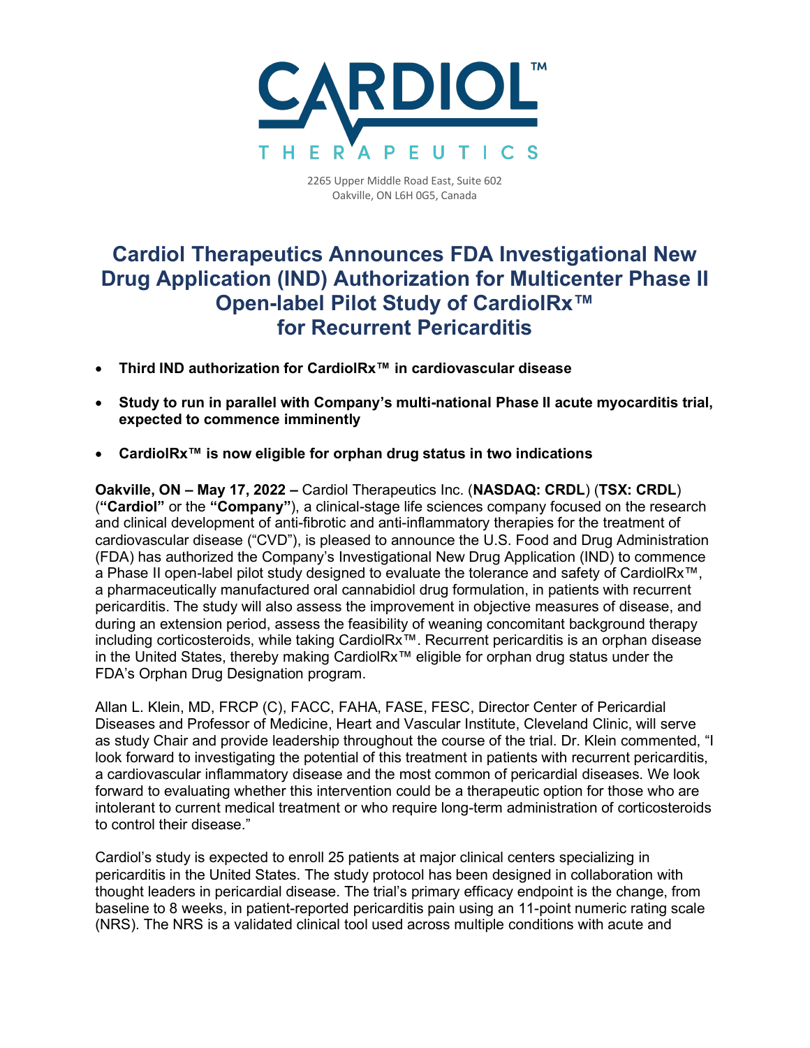CARDIOL™ THERAPEUTICS

2265 Upper Middle Road East, Suite 602
Oakville, ON L6H 0G5, Canada

# Cardiol Therapeutics Announces FDA Investigational New Drug Application (IND) Authorization for Multicenter Phase II Open-label Pilot Study of CardiolRx™ for Recurrent Pericarditis

- **Third IND authorization for CardiolRx™ in cardiovascular disease**
- **Study to run in parallel with Company's multi-national Phase II acute myocarditis trial, expected to commence imminently**
- **CardiolRx™ is now eligible for orphan drug status in two indications**

**Oakville, ON – May 17, 2022 –** Cardiol Therapeutics Inc. (**NASDAQ: CRDL**) (**TSX: CRDL**) (**"Cardiol"** or the **"Company"**), a clinical-stage life sciences company focused on the research and clinical development of anti-fibrotic and anti-inflammatory therapies for the treatment of cardiovascular disease ("CVD"), is pleased to announce the U.S. Food and Drug Administration (FDA) has authorized the Company's Investigational New Drug Application (IND) to commence a Phase II open-label pilot study designed to evaluate the tolerance and safety of CardiolRx™, a pharmaceutically manufactured oral cannabidiol drug formulation, in patients with recurrent pericarditis. The study will also assess the improvement in objective measures of disease, and during an extension period, assess the feasibility of weaning concomitant background therapy including corticosteroids, while taking CardiolRx™. Recurrent pericarditis is an orphan disease in the United States, thereby making CardiolRx™ eligible for orphan drug status under the FDA's Orphan Drug Designation program.

Allan L. Klein, MD, FRCP (C), FACC, FAHA, FASE, FESC, Director Center of Pericardial Diseases and Professor of Medicine, Heart and Vascular Institute, Cleveland Clinic, will serve as study Chair and provide leadership throughout the course of the trial. Dr. Klein commented, "I look forward to investigating the potential of this treatment in patients with recurrent pericarditis, a cardiovascular inflammatory disease and the most common of pericardial diseases. We look forward to evaluating whether this intervention could be a therapeutic option for those who are intolerant to current medical treatment or who require long-term administration of corticosteroids to control their disease."

Cardiol's study is expected to enroll 25 patients at major clinical centers specializing in pericarditis in the United States. The study protocol has been designed in collaboration with thought leaders in pericardial disease. The trial's primary efficacy endpoint is the change, from baseline to 8 weeks, in patient-reported pericarditis pain using an 11-point numeric rating scale (NRS). The NRS is a validated clinical tool used across multiple conditions with acute and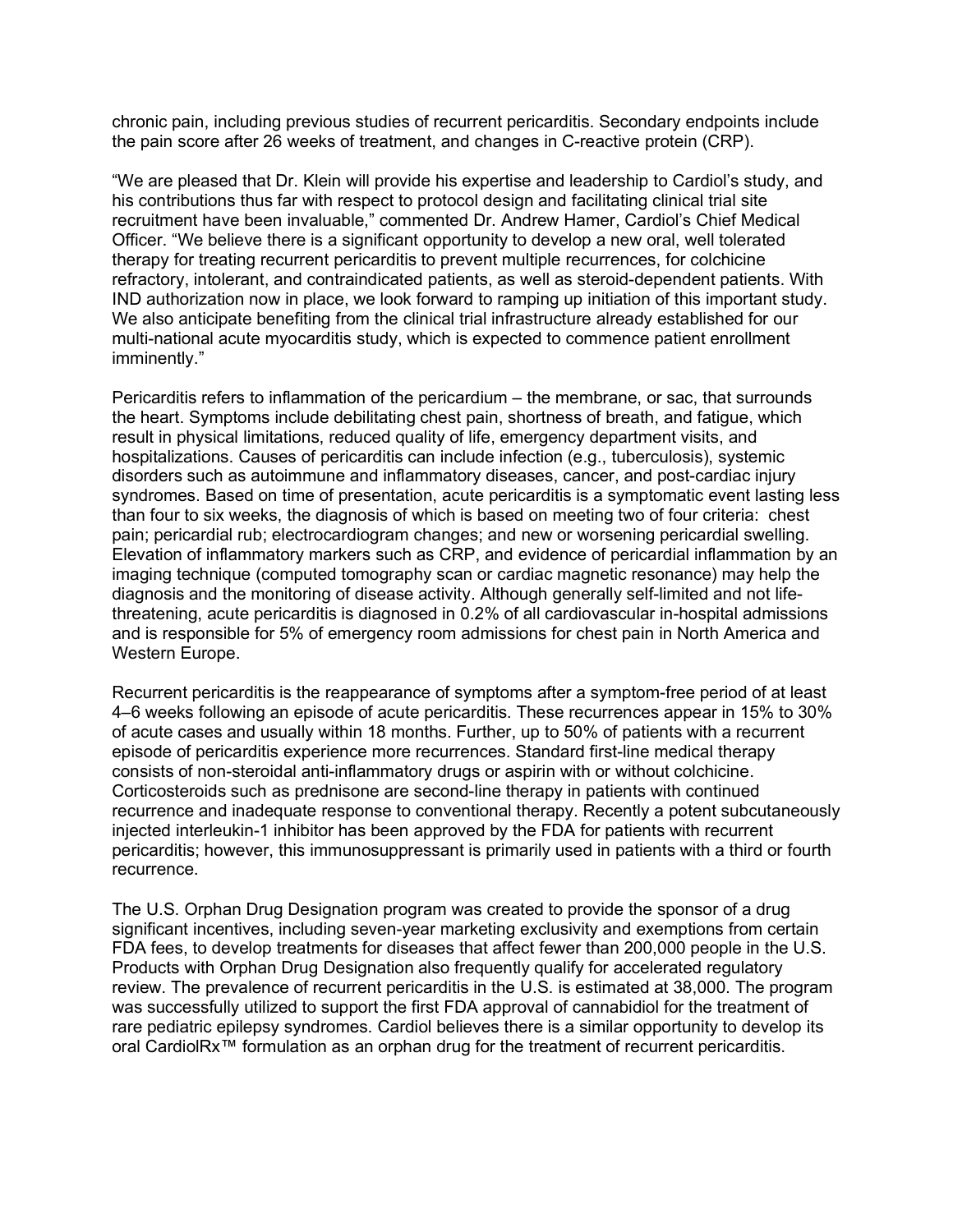chronic pain, including previous studies of recurrent pericarditis. Secondary endpoints include the pain score after 26 weeks of treatment, and changes in C-reactive protein (CRP).

"We are pleased that Dr. Klein will provide his expertise and leadership to Cardiol's study, and his contributions thus far with respect to protocol design and facilitating clinical trial site recruitment have been invaluable," commented Dr. Andrew Hamer, Cardiol's Chief Medical Officer. "We believe there is a significant opportunity to develop a new oral, well tolerated therapy for treating recurrent pericarditis to prevent multiple recurrences, for colchicine refractory, intolerant, and contraindicated patients, as well as steroid-dependent patients. With IND authorization now in place, we look forward to ramping up initiation of this important study. We also anticipate benefiting from the clinical trial infrastructure already established for our multi-national acute myocarditis study, which is expected to commence patient enrollment imminently."

Pericarditis refers to inflammation of the pericardium – the membrane, or sac, that surrounds the heart. Symptoms include debilitating chest pain, shortness of breath, and fatigue, which result in physical limitations, reduced quality of life, emergency department visits, and hospitalizations. Causes of pericarditis can include infection (e.g., tuberculosis), systemic disorders such as autoimmune and inflammatory diseases, cancer, and post-cardiac injury syndromes. Based on time of presentation, acute pericarditis is a symptomatic event lasting less than four to six weeks, the diagnosis of which is based on meeting two of four criteria: chest pain; pericardial rub; electrocardiogram changes; and new or worsening pericardial swelling. Elevation of inflammatory markers such as CRP, and evidence of pericardial inflammation by an imaging technique (computed tomography scan or cardiac magnetic resonance) may help the diagnosis and the monitoring of disease activity. Although generally self-limited and not life-threatening, acute pericarditis is diagnosed in 0.2% of all cardiovascular in-hospital admissions and is responsible for 5% of emergency room admissions for chest pain in North America and Western Europe.

Recurrent pericarditis is the reappearance of symptoms after a symptom-free period of at least 4–6 weeks following an episode of acute pericarditis. These recurrences appear in 15% to 30% of acute cases and usually within 18 months. Further, up to 50% of patients with a recurrent episode of pericarditis experience more recurrences. Standard first-line medical therapy consists of non-steroidal anti-inflammatory drugs or aspirin with or without colchicine. Corticosteroids such as prednisone are second-line therapy in patients with continued recurrence and inadequate response to conventional therapy. Recently a potent subcutaneously injected interleukin-1 inhibitor has been approved by the FDA for patients with recurrent pericarditis; however, this immunosuppressant is primarily used in patients with a third or fourth recurrence.

The U.S. Orphan Drug Designation program was created to provide the sponsor of a drug significant incentives, including seven-year marketing exclusivity and exemptions from certain FDA fees, to develop treatments for diseases that affect fewer than 200,000 people in the U.S. Products with Orphan Drug Designation also frequently qualify for accelerated regulatory review. The prevalence of recurrent pericarditis in the U.S. is estimated at 38,000. The program was successfully utilized to support the first FDA approval of cannabidiol for the treatment of rare pediatric epilepsy syndromes. Cardiol believes there is a similar opportunity to develop its oral CardiolRx™ formulation as an orphan drug for the treatment of recurrent pericarditis.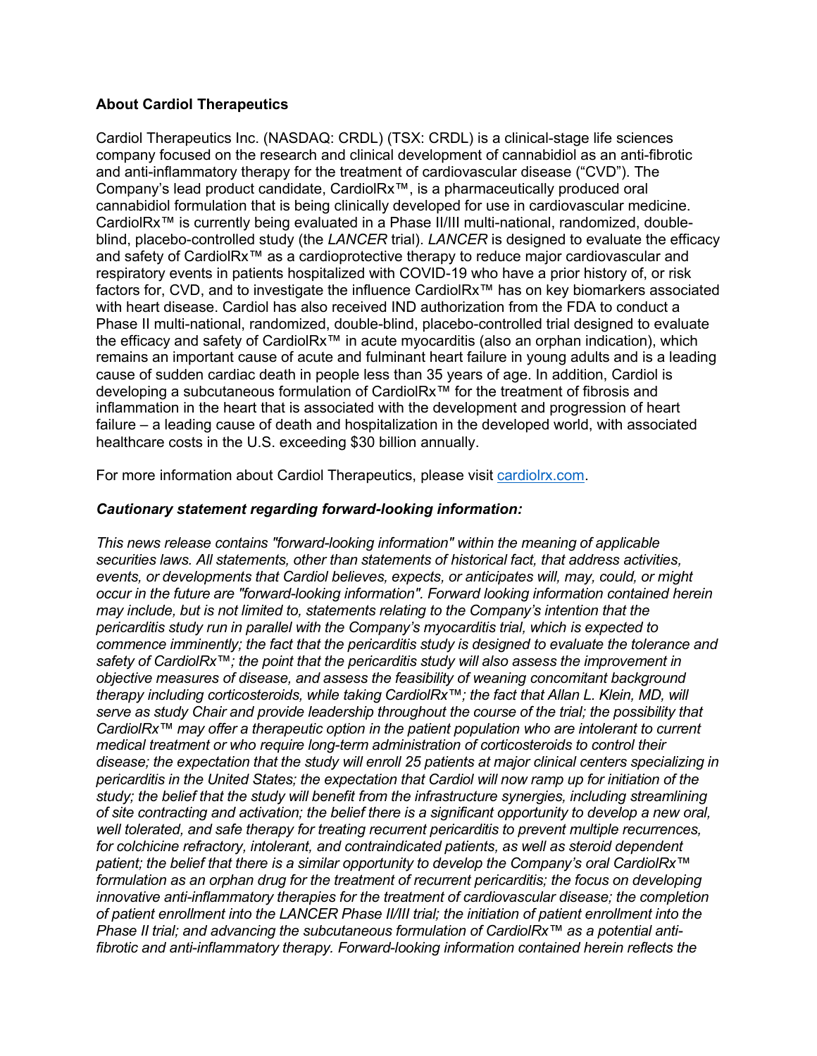**About Cardiol Therapeutics**

Cardiol Therapeutics Inc. (NASDAQ: CRDL) (TSX: CRDL) is a clinical-stage life sciences company focused on the research and clinical development of cannabidiol as an anti-fibrotic and anti-inflammatory therapy for the treatment of cardiovascular disease ("CVD"). The Company's lead product candidate, CardiolRx™, is a pharmaceutically produced oral cannabidiol formulation that is being clinically developed for use in cardiovascular medicine. CardiolRx™ is currently being evaluated in a Phase II/III multi-national, randomized, double-blind, placebo-controlled study (the *LANCER* trial). *LANCER* is designed to evaluate the efficacy and safety of CardiolRx™ as a cardioprotective therapy to reduce major cardiovascular and respiratory events in patients hospitalized with COVID-19 who have a prior history of, or risk factors for, CVD, and to investigate the influence CardiolRx™ has on key biomarkers associated with heart disease. Cardiol has also received IND authorization from the FDA to conduct a Phase II multi-national, randomized, double-blind, placebo-controlled trial designed to evaluate the efficacy and safety of CardiolRx™ in acute myocarditis (also an orphan indication), which remains an important cause of acute and fulminant heart failure in young adults and is a leading cause of sudden cardiac death in people less than 35 years of age. In addition, Cardiol is developing a subcutaneous formulation of CardiolRx™ for the treatment of fibrosis and inflammation in the heart that is associated with the development and progression of heart failure – a leading cause of death and hospitalization in the developed world, with associated healthcare costs in the U.S. exceeding $30 billion annually.

For more information about Cardiol Therapeutics, please visit [cardiolrx.com](cardiolrx.com).

***Cautionary statement regarding forward-looking information:***

*This news release contains "forward-looking information" within the meaning of applicable securities laws. All statements, other than statements of historical fact, that address activities, events, or developments that Cardiol believes, expects, or anticipates will, may, could, or might occur in the future are "forward-looking information". Forward looking information contained herein may include, but is not limited to, statements relating to the Company's intention that the pericarditis study run in parallel with the Company's myocarditis trial, which is expected to commence imminently; the fact that the pericarditis study is designed to evaluate the tolerance and safety of CardiolRx™; the point that the pericarditis study will also assess the improvement in objective measures of disease, and assess the feasibility of weaning concomitant background therapy including corticosteroids, while taking CardiolRx™; the fact that Allan L. Klein, MD, will serve as study Chair and provide leadership throughout the course of the trial; the possibility that CardiolRx™ may offer a therapeutic option in the patient population who are intolerant to current medical treatment or who require long-term administration of corticosteroids to control their disease; the expectation that the study will enroll 25 patients at major clinical centers specializing in pericarditis in the United States; the expectation that Cardiol will now ramp up for initiation of the study; the belief that the study will benefit from the infrastructure synergies, including streamlining of site contracting and activation; the belief there is a significant opportunity to develop a new oral, well tolerated, and safe therapy for treating recurrent pericarditis to prevent multiple recurrences, for colchicine refractory, intolerant, and contraindicated patients, as well as steroid dependent patient; the belief that there is a similar opportunity to develop the Company's oral CardiolRx™ formulation as an orphan drug for the treatment of recurrent pericarditis; the focus on developing innovative anti-inflammatory therapies for the treatment of cardiovascular disease; the completion of patient enrollment into the LANCER Phase II/III trial; the initiation of patient enrollment into the Phase II trial; and advancing the subcutaneous formulation of CardiolRx™ as a potential anti-fibrotic and anti-inflammatory therapy. Forward-looking information contained herein reflects the*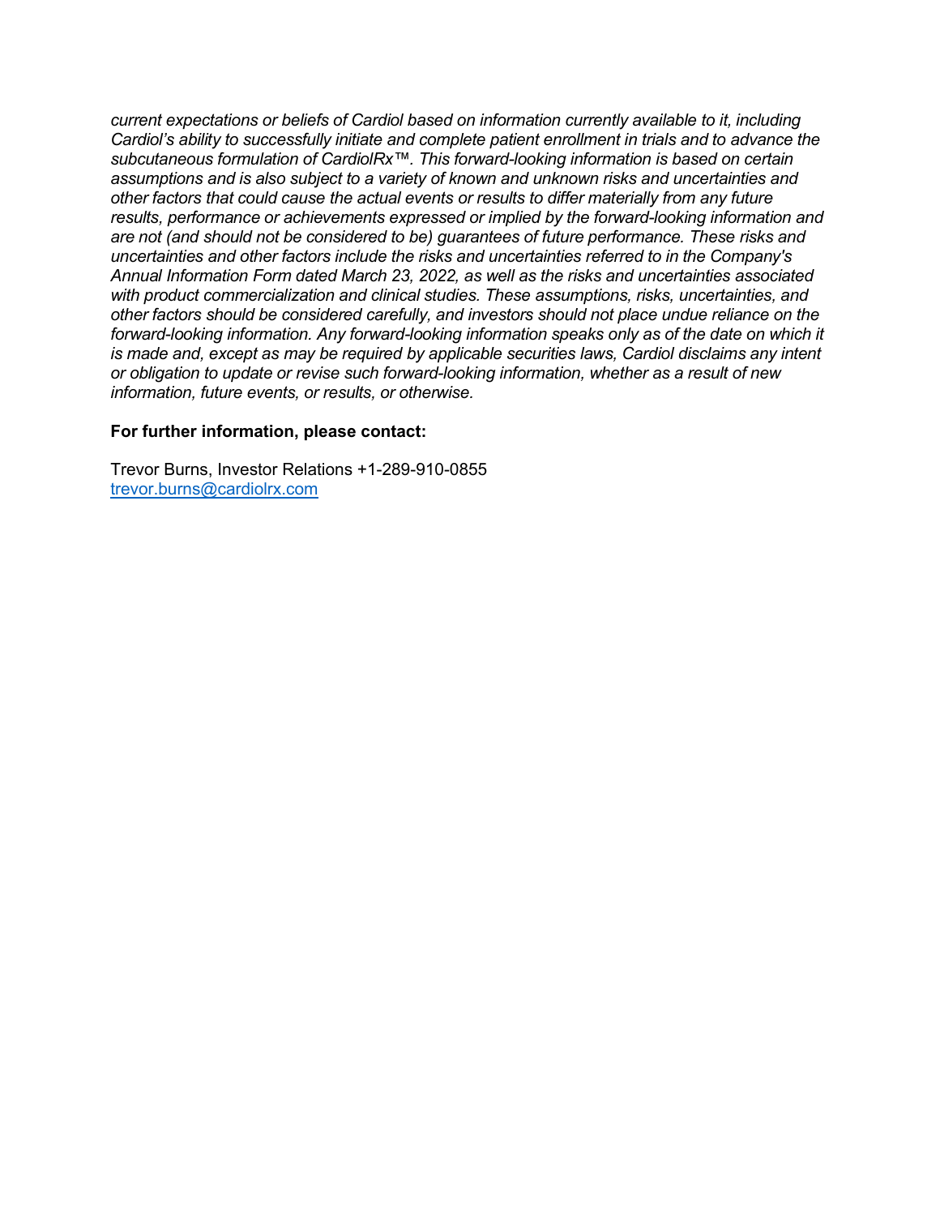*current expectations or beliefs of Cardiol based on information currently available to it, including Cardiol's ability to successfully initiate and complete patient enrollment in trials and to advance the subcutaneous formulation of CardiolRx™. This forward-looking information is based on certain assumptions and is also subject to a variety of known and unknown risks and uncertainties and other factors that could cause the actual events or results to differ materially from any future results, performance or achievements expressed or implied by the forward-looking information and are not (and should not be considered to be) guarantees of future performance. These risks and uncertainties and other factors include the risks and uncertainties referred to in the Company's Annual Information Form dated March 23, 2022, as well as the risks and uncertainties associated with product commercialization and clinical studies. These assumptions, risks, uncertainties, and other factors should be considered carefully, and investors should not place undue reliance on the forward-looking information. Any forward-looking information speaks only as of the date on which it is made and, except as may be required by applicable securities laws, Cardiol disclaims any intent or obligation to update or revise such forward-looking information, whether as a result of new information, future events, or results, or otherwise.*

**For further information, please contact:**

Trevor Burns, Investor Relations +1-289-910-0855
trevor.burns@cardiolrx.com